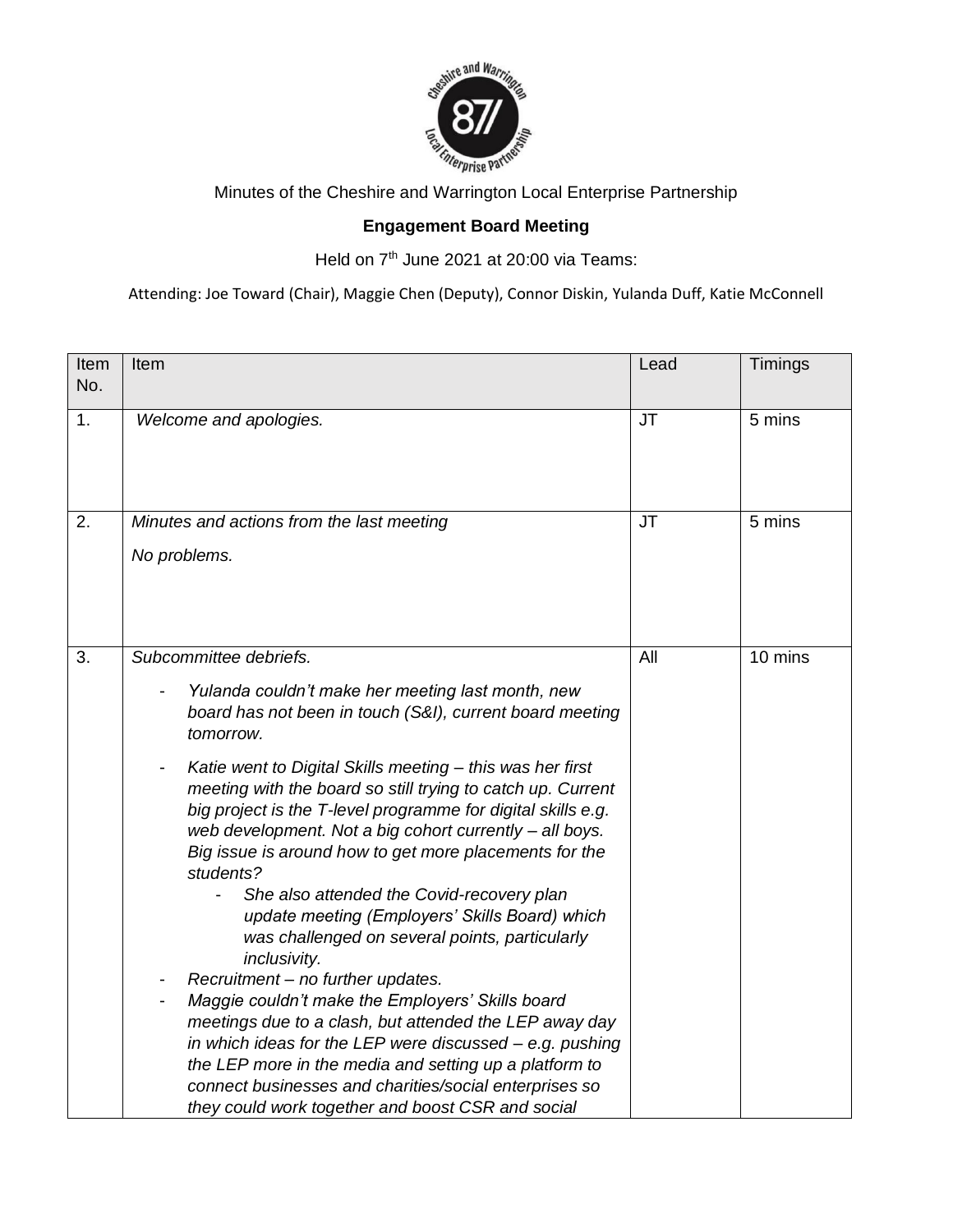Minutes of the Cheshire and Warrington Local Enterprise Partnership

**Engagement Board Meeting**

Held on 7th June 2021 at 20:00 via Teams:

Attending: Joe Toward (Chair), Maggie Chen (Deputy), Connor Diskin, Yulanda Duff, Katie McConnell

| Item No. | Item | Lead | Timings |
|---|---|---|---|
| 1. | *Welcome and apologies.* | JT | 5 mins |
| 2. | *Minutes and actions from the last meeting*<br><br>*No problems.* | JT | 5 mins |
| 3. | *Subcommittee debriefs.*<br><br>- *Yulanda couldn't make her meeting last month, new board has not been in touch (S&I), current board meeting tomorrow.*<br>- *Katie went to Digital Skills meeting – this was her first meeting with the board so still trying to catch up. Current big project is the T-level programme for digital skills e.g. web development. Not a big cohort currently – all boys. Big issue is around how to get more placements for the students?*<br>    - *She also attended the Covid-recovery plan update meeting (Employers' Skills Board) which was challenged on several points, particularly inclusivity.*<br>- *Recruitment – no further updates.*<br>- *Maggie couldn't make the Employers' Skills board meetings due to a clash, but attended the LEP away day in which ideas for the LEP were discussed – e.g. pushing the LEP more in the media and setting up a platform to connect businesses and charities/social enterprises so they could work together and boost CSR and social* | All | 10 mins |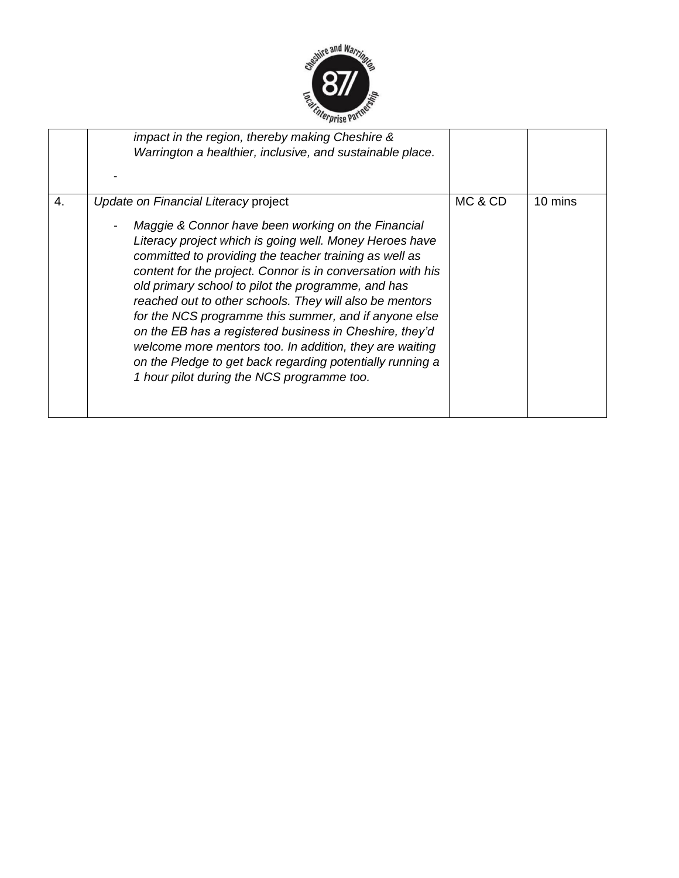| | | | |
|---|---|---|---|
| | *impact in the region, thereby making Cheshire & Warrington a healthier, inclusive, and sustainable place.*<br>- | | |
| 4. | *Update on Financial Literacy* project<br>- *Maggie & Connor have been working on the Financial Literacy project which is going well. Money Heroes have committed to providing the teacher training as well as content for the project. Connor is in conversation with his old primary school to pilot the programme, and has reached out to other schools. They will also be mentors for the NCS programme this summer, and if anyone else on the EB has a registered business in Cheshire, they'd welcome more mentors too. In addition, they are waiting on the Pledge to get back regarding potentially running a 1 hour pilot during the NCS programme too.* | MC & CD | 10 mins |